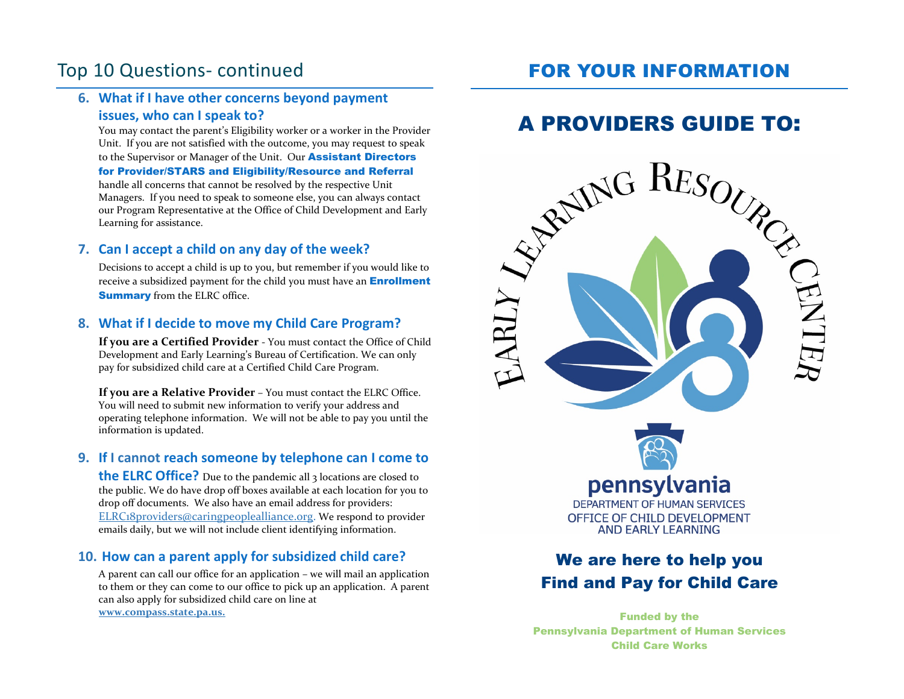## Top 10 Questions- continued

### 6. What if I have other concerns beyond payment issues, who can I speak to?

You may contact the parent's Eligibility worker or a worker in the Provider Unit. If you are not satisfied with the outcome, you may request to speak to the Supervisor or Manager of the Unit. Our **Assistant Directors for Provider/STARS and Eligibility/Resource and Referral** handle all concerns that cannot be resolved by the respective Unit Managers. If you need to speak to someone else, you can always contact our Program Representative at the Office of Child Development and Early Learning for assistance.

### 7. Can I accept a child on any day of the week?

Decisions to accept a child is up to you, but remember if you would like to receive a subsidized payment for the child you must have an **Enrollment Summary** from the ELRC office.

### 8. What if I decide to move my Child Care Program?

**If you are a Certified Provider** - You must contact the Office of Child Development and Early Learning's Bureau of Certification. We can only pay for subsidized child care at a Certified Child Care Program.

**If you are a Relative Provider** – You must contact the ELRC Office. You will need to submit new information to verify your address and operating telephone information. We will not be able to pay you until the information is updated.

### 9. If I cannot reach someone by telephone can I come to the ELRC Office?

Due to the pandemic all 3 locations are closed to the public. We do have drop off boxes available at each location for you to drop off documents. We also have an email address for providers: ELRC18providers@caringpeoplealliance.org. We respond to provider emails daily, but we will not include client identifying information.

### 10. How can a parent apply for subsidized child care?

A parent can call our office for an application – we will mail an application to them or they can come to our office to pick up an application. A parent can also apply for subsidized child care on line at **www.compass.state.pa.us.**

# FOR YOUR INFORMATION

# A PROVIDERS GUIDE TO:

EARLY LEARNING RESOURCE CENTER

pennsylvania
DEPARTMENT OF HUMAN SERVICES
OFFICE OF CHILD DEVELOPMENT AND EARLY LEARNING

## We are here to help you Find and Pay for Child Care

**Funded by the Pennsylvania Department of Human Services Child Care Works**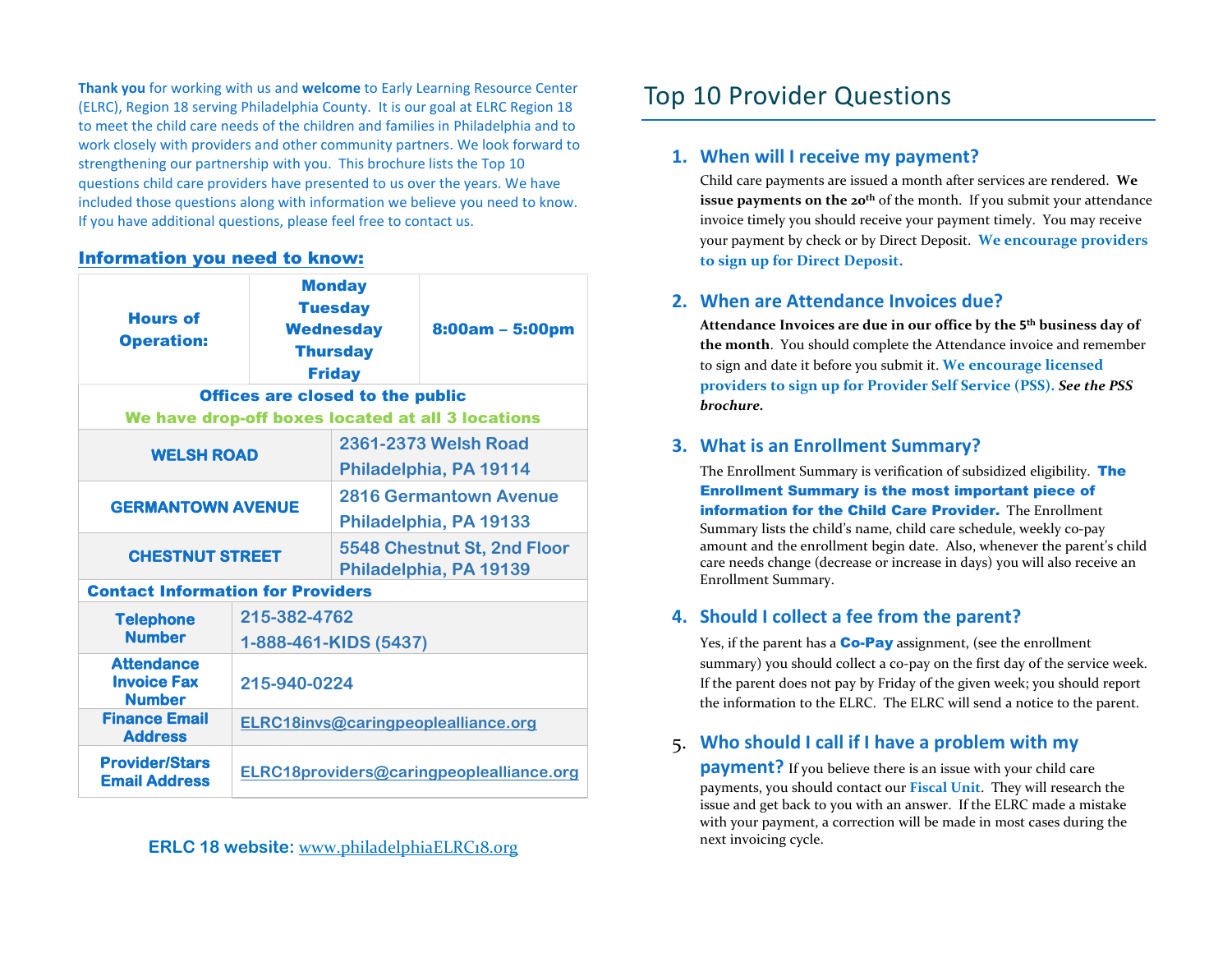**Thank you** for working with us and **welcome** to Early Learning Resource Center (ELRC), Region 18 serving Philadelphia County. It is our goal at ELRC Region 18 to meet the child care needs of the children and families in Philadelphia and to work closely with providers and other community partners. We look forward to strengthening our partnership with you. This brochure lists the Top 10 questions child care providers have presented to us over the years. We have included those questions along with information we believe you need to know. If you have additional questions, please feel free to contact us.

## Information you need to know:

| | | |
|---|---|---|
| **Hours of Operation:** | **Monday Tuesday Wednesday Thursday Friday** | **8:00am – 5:00pm** |
| **Offices are closed to the public** **We have drop-off boxes located at all 3 locations** | | |
| **WELSH ROAD** | 2361-2373 Welsh Road Philadelphia, PA 19114 | |
| **GERMANTOWN AVENUE** | 2816 Germantown Avenue Philadelphia, PA 19133 | |
| **CHESTNUT STREET** | 5548 Chestnut St, 2nd Floor Philadelphia, PA 19139 | |
| **Contact Information for Providers** | | |
| **Telephone Number** | 215-382-4762 1-888-461-KIDS (5437) | |
| **Attendance Invoice Fax Number** | 215-940-0224 | |
| **Finance Email Address** | ELRC18invs@caringpeoplealliance.org | |
| **Provider/Stars Email Address** | ELRC18providers@caringpeoplealliance.org | |

**ERLC 18 website:** www.philadelphiaELRC18.org

# Top 10 Provider Questions

## 1. When will I receive my payment?

Child care payments are issued a month after services are rendered. **We issue payments on the 20th of the month.** If you submit your attendance invoice timely you should receive your payment timely. You may receive your payment by check or by Direct Deposit. **We encourage providers to sign up for Direct Deposit.**

## 2. When are Attendance Invoices due?

**Attendance Invoices are due in our office by the 5th business day of the month**. You should complete the Attendance invoice and remember to sign and date it before you submit it. **We encourage licensed providers to sign up for Provider Self Service (PSS).** ***See the PSS brochure.***

## 3. What is an Enrollment Summary?

The Enrollment Summary is verification of subsidized eligibility. **The Enrollment Summary is the most important piece of information for the Child Care Provider.** The Enrollment Summary lists the child's name, child care schedule, weekly co-pay amount and the enrollment begin date. Also, whenever the parent's child care needs change (decrease or increase in days) you will also receive an Enrollment Summary.

## 4. Should I collect a fee from the parent?

Yes, if the parent has a **Co-Pay** assignment, (see the enrollment summary) you should collect a co-pay on the first day of the service week. If the parent does not pay by Friday of the given week; you should report the information to the ELRC. The ELRC will send a notice to the parent.

## 5. Who should I call if I have a problem with my payment?

If you believe there is an issue with your child care payments, you should contact our **Fiscal Unit**. They will research the issue and get back to you with an answer. If the ELRC made a mistake with your payment, a correction will be made in most cases during the next invoicing cycle.